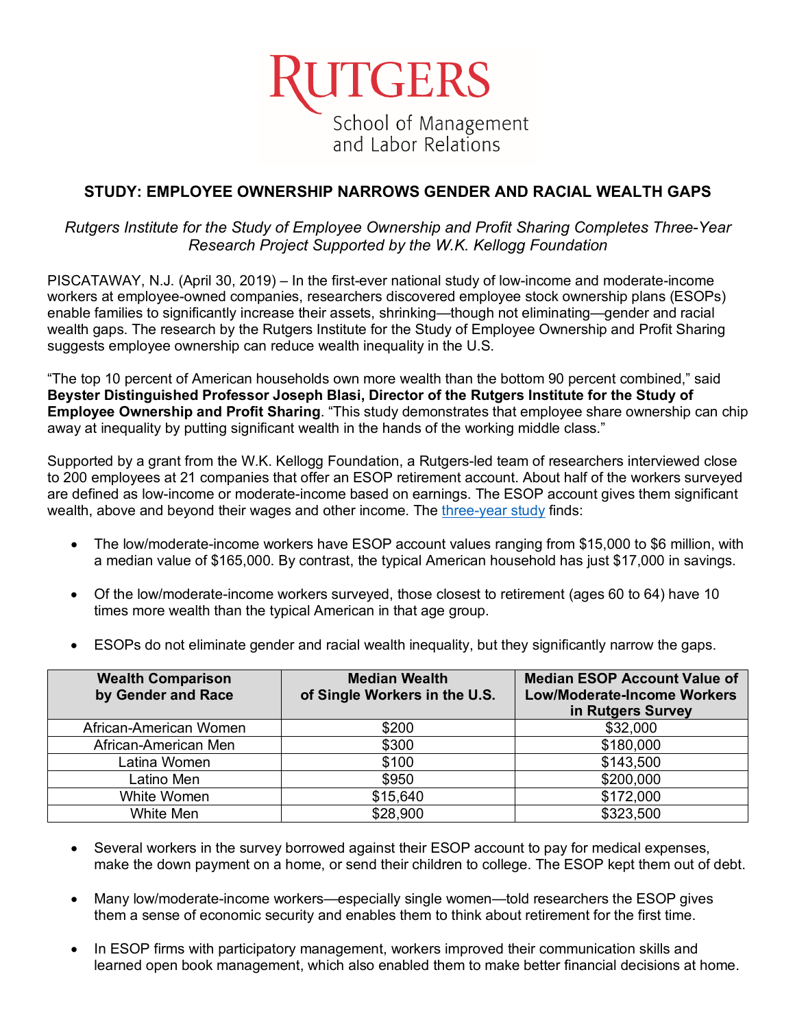# STUDY: EMPLOYEE OWNERSHIP NARROWS GENDER AND RACIAL WEALTH GAPS

*Rutgers Institute for the Study of Employee Ownership and Profit Sharing Completes Three-Year Research Project Supported by the W.K. Kellogg Foundation*

PISCATAWAY, N.J. (April 30, 2019) – In the first-ever national study of low-income and moderate-income workers at employee-owned companies, researchers discovered employee stock ownership plans (ESOPs) enable families to significantly increase their assets, shrinking—though not eliminating—gender and racial wealth gaps. The research by the Rutgers Institute for the Study of Employee Ownership and Profit Sharing suggests employee ownership can reduce wealth inequality in the U.S.

"The top 10 percent of American households own more wealth than the bottom 90 percent combined," said **Beyster Distinguished Professor Joseph Blasi, Director of the Rutgers Institute for the Study of Employee Ownership and Profit Sharing**. "This study demonstrates that employee share ownership can chip away at inequality by putting significant wealth in the hands of the working middle class."

Supported by a grant from the W.K. Kellogg Foundation, a Rutgers-led team of researchers interviewed close to 200 employees at 21 companies that offer an ESOP retirement account. About half of the workers surveyed are defined as low-income or moderate-income based on earnings. The ESOP account gives them significant wealth, above and beyond their wages and other income. The three-year study finds:

- The low/moderate-income workers have ESOP account values ranging from $15,000 to $6 million, with a median value of $165,000. By contrast, the typical American household has just $17,000 in savings.
- Of the low/moderate-income workers surveyed, those closest to retirement (ages 60 to 64) have 10 times more wealth than the typical American in that age group.
- ESOPs do not eliminate gender and racial wealth inequality, but they significantly narrow the gaps.

| Wealth Comparison by Gender and Race | Median Wealth of Single Workers in the U.S. | Median ESOP Account Value of Low/Moderate-Income Workers in Rutgers Survey |
|---|---|---|
| African-American Women | $200 | $32,000 |
| African-American Men | $300 | $180,000 |
| Latina Women | $100 | $143,500 |
| Latino Men | $950 | $200,000 |
| White Women | $15,640 | $172,000 |
| White Men | $28,900 | $323,500 |

- Several workers in the survey borrowed against their ESOP account to pay for medical expenses, make the down payment on a home, or send their children to college. The ESOP kept them out of debt.
- Many low/moderate-income workers—especially single women—told researchers the ESOP gives them a sense of economic security and enables them to think about retirement for the first time.
- In ESOP firms with participatory management, workers improved their communication skills and learned open book management, which also enabled them to make better financial decisions at home.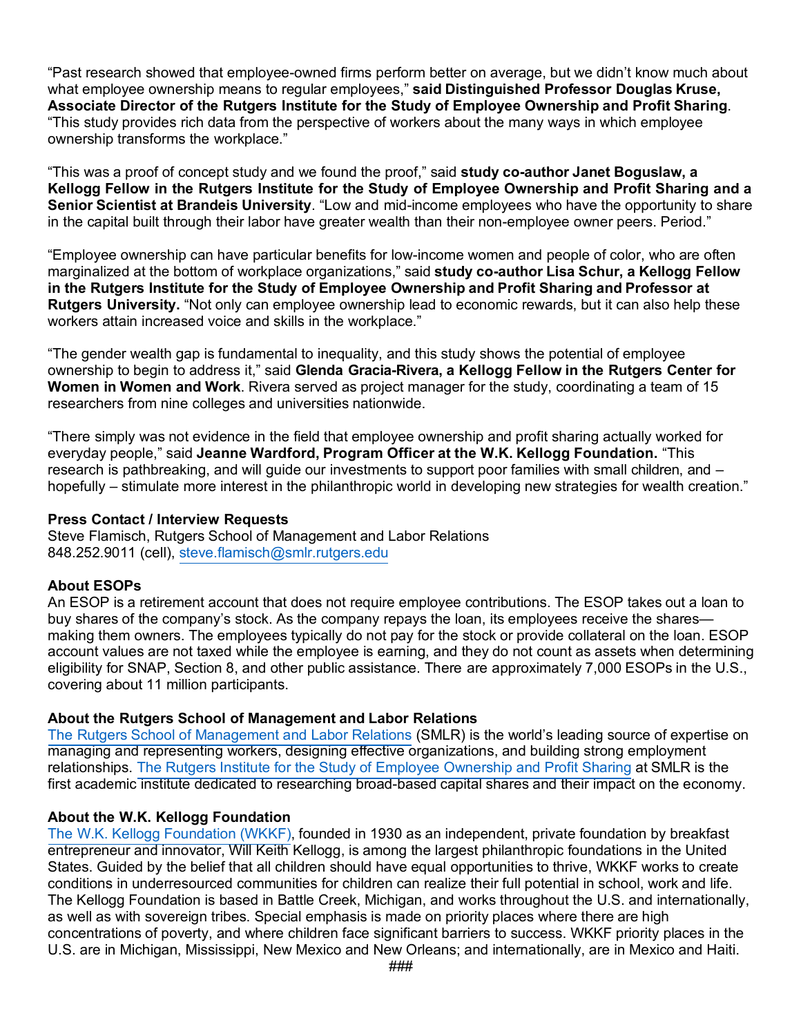"Past research showed that employee-owned firms perform better on average, but we didn't know much about what employee ownership means to regular employees," **said Distinguished Professor Douglas Kruse, Associate Director of the Rutgers Institute for the Study of Employee Ownership and Profit Sharing**. "This study provides rich data from the perspective of workers about the many ways in which employee ownership transforms the workplace."

"This was a proof of concept study and we found the proof," said **study co-author Janet Boguslaw, a Kellogg Fellow in the Rutgers Institute for the Study of Employee Ownership and Profit Sharing and a Senior Scientist at Brandeis University**. "Low and mid-income employees who have the opportunity to share in the capital built through their labor have greater wealth than their non-employee owner peers. Period."

"Employee ownership can have particular benefits for low-income women and people of color, who are often marginalized at the bottom of workplace organizations," said **study co-author Lisa Schur, a Kellogg Fellow in the Rutgers Institute for the Study of Employee Ownership and Profit Sharing and Professor at Rutgers University.** "Not only can employee ownership lead to economic rewards, but it can also help these workers attain increased voice and skills in the workplace."

"The gender wealth gap is fundamental to inequality, and this study shows the potential of employee ownership to begin to address it," said **Glenda Gracia-Rivera, a Kellogg Fellow in the Rutgers Center for Women in Women and Work**. Rivera served as project manager for the study, coordinating a team of 15 researchers from nine colleges and universities nationwide.

"There simply was not evidence in the field that employee ownership and profit sharing actually worked for everyday people," said **Jeanne Wardford, Program Officer at the W.K. Kellogg Foundation.** "This research is pathbreaking, and will guide our investments to support poor families with small children, and – hopefully – stimulate more interest in the philanthropic world in developing new strategies for wealth creation."

**Press Contact / Interview Requests**
Steve Flamisch, Rutgers School of Management and Labor Relations
848.252.9011 (cell), steve.flamisch@smlr.rutgers.edu

**About ESOPs**
An ESOP is a retirement account that does not require employee contributions. The ESOP takes out a loan to buy shares of the company's stock. As the company repays the loan, its employees receive the shares—making them owners. The employees typically do not pay for the stock or provide collateral on the loan. ESOP account values are not taxed while the employee is earning, and they do not count as assets when determining eligibility for SNAP, Section 8, and other public assistance. There are approximately 7,000 ESOPs in the U.S., covering about 11 million participants.

**About the Rutgers School of Management and Labor Relations**
The Rutgers School of Management and Labor Relations (SMLR) is the world's leading source of expertise on managing and representing workers, designing effective organizations, and building strong employment relationships. The Rutgers Institute for the Study of Employee Ownership and Profit Sharing at SMLR is the first academic institute dedicated to researching broad-based capital shares and their impact on the economy.

**About the W.K. Kellogg Foundation**
The W.K. Kellogg Foundation (WKKF), founded in 1930 as an independent, private foundation by breakfast entrepreneur and innovator, Will Keith Kellogg, is among the largest philanthropic foundations in the United States. Guided by the belief that all children should have equal opportunities to thrive, WKKF works to create conditions in underresourced communities for children can realize their full potential in school, work and life. The Kellogg Foundation is based in Battle Creek, Michigan, and works throughout the U.S. and internationally, as well as with sovereign tribes. Special emphasis is made on priority places where there are high concentrations of poverty, and where children face significant barriers to success. WKKF priority places in the U.S. are in Michigan, Mississippi, New Mexico and New Orleans; and internationally, are in Mexico and Haiti.

###